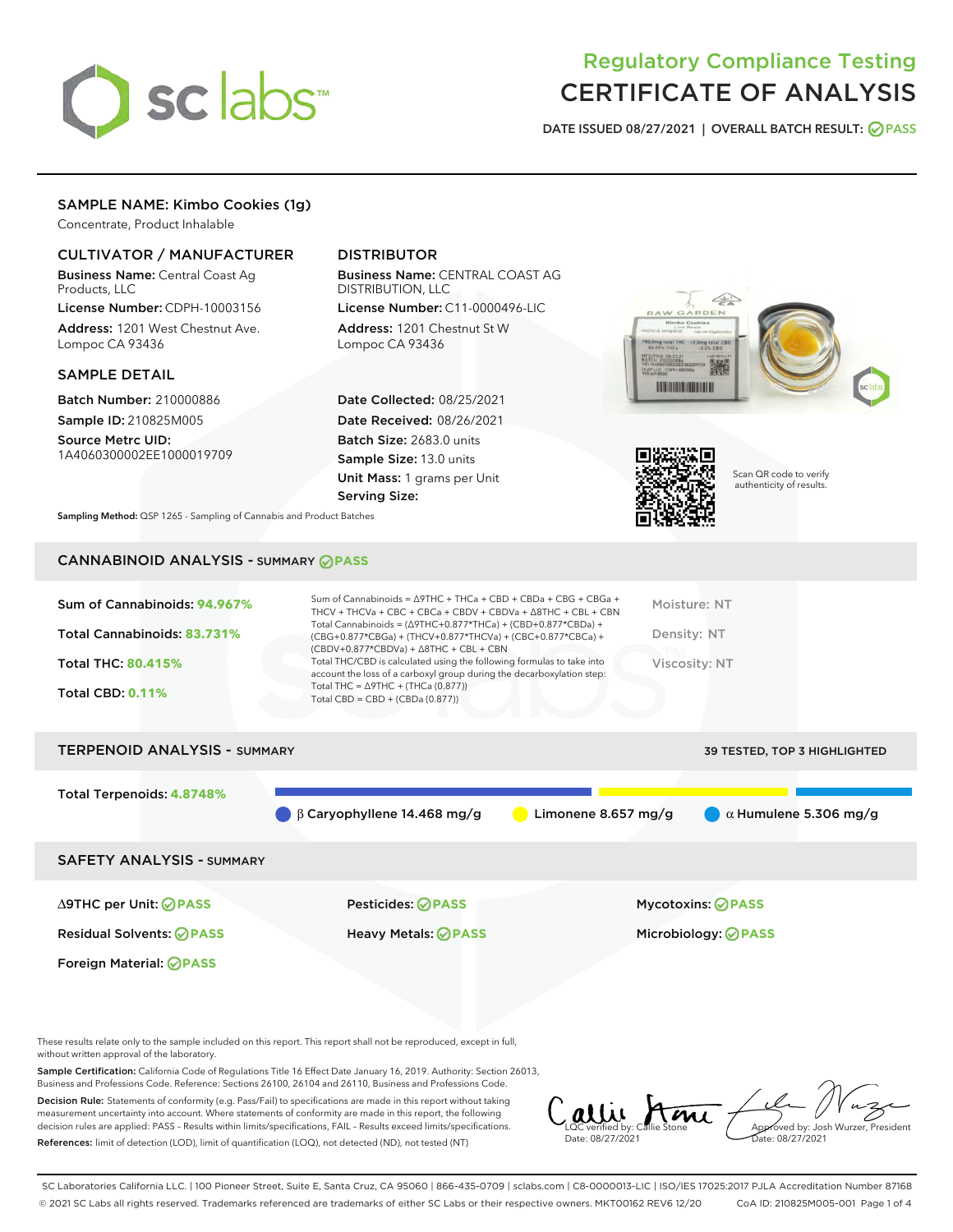# Regulatory Compliance Testing
# CERTIFICATE OF ANALYSIS

DATE ISSUED 08/27/2021 | OVERALL BATCH RESULT: PASS

## SAMPLE NAME: Kimbo Cookies (1g)

Concentrate, Product Inhalable

### CULTIVATOR / MANUFACTURER

**Business Name:** Central Coast Ag Products, LLC

**License Number:** CDPH-10003156

**Address:** 1201 West Chestnut Ave. Lompoc CA 93436

### DISTRIBUTOR

**Business Name:** CENTRAL COAST AG DISTRIBUTION, LLC

**License Number:** C11-0000496-LIC

**Address:** 1201 Chestnut St W Lompoc CA 93436

### SAMPLE DETAIL

**Batch Number:** 210000886

**Sample ID:** 210825M005

**Source Metrc UID:** 1A4060300002EE1000019709

**Date Collected:** 08/25/2021

**Date Received:** 08/26/2021

**Batch Size:** 2683.0 units

**Sample Size:** 13.0 units

**Unit Mass:** 1 grams per Unit

**Serving Size:**

Scan QR code to verify authenticity of results.

**Sampling Method:** QSP 1265 - Sampling of Cannabis and Product Batches

## CANNABINOID ANALYSIS - SUMMARY PASS

Sum of Cannabinoids: **94.967%**

Total Cannabinoids: **83.731%**

Total THC: **80.415%**

Total CBD: **0.11%**

Sum of Cannabinoids = Δ9THC + THCa + CBD + CBDa + CBG + CBGa + THCV + THCVa + CBC + CBCa + CBDV + CBDVa + Δ8THC + CBL + CBN

Total Cannabinoids = (Δ9THC+0.877*THCa) + (CBD+0.877*CBDa) + (CBG+0.877*CBGa) + (THCV+0.877*THCVa) + (CBC+0.877*CBCa) + (CBDV+0.877*CBDVa) + Δ8THC + CBL + CBN

Total THC/CBD is calculated using the following formulas to take into account the loss of a carboxyl group during the decarboxylation step:

Total THC = Δ9THC + (THCa (0.877))

Total CBD = CBD + (CBDa (0.877))

Moisture: NT

Density: NT

Viscosity: NT

## TERPENOID ANALYSIS - SUMMARY

39 TESTED, TOP 3 HIGHLIGHTED

Total Terpenoids: **4.8748%**

β Caryophyllene 14.468 mg/g | Limonene 8.657 mg/g | α Humulene 5.306 mg/g

## SAFETY ANALYSIS - SUMMARY

Δ9THC per Unit: PASS

Pesticides: PASS

Mycotoxins: PASS

Residual Solvents: PASS

Heavy Metals: PASS

Microbiology: PASS

Foreign Material: PASS

These results relate only to the sample included on this report. This report shall not be reproduced, except in full, without written approval of the laboratory.

**Sample Certification:** California Code of Regulations Title 16 Effect Date January 16, 2019. Authority: Section 26013, Business and Professions Code. Reference: Sections 26100, 26104 and 26110, Business and Professions Code.

**Decision Rule:** Statements of conformity (e.g. Pass/Fail) to specifications are made in this report without taking measurement uncertainty into account. Where statements of conformity are made in this report, the following decision rules are applied: PASS – Results within limits/specifications, FAIL – Results exceed limits/specifications.

**References:** limit of detection (LOD), limit of quantification (LOQ), not detected (ND), not tested (NT)

LQC verified by: Callie Stone
Date: 08/27/2021

Approved by: Josh Wurzer, President
Date: 08/27/2021

SC Laboratories California LLC. | 100 Pioneer Street, Suite E, Santa Cruz, CA 95060 | 866-435-0709 | sclabs.com | C8-0000013-LIC | ISO/IES 17025:2017 PJLA Accreditation Number 87168
© 2021 SC Labs all rights reserved. Trademarks referenced are trademarks of either SC Labs or their respective owners. MKT00162 REV6 12/20 CoA ID: 210825M005-001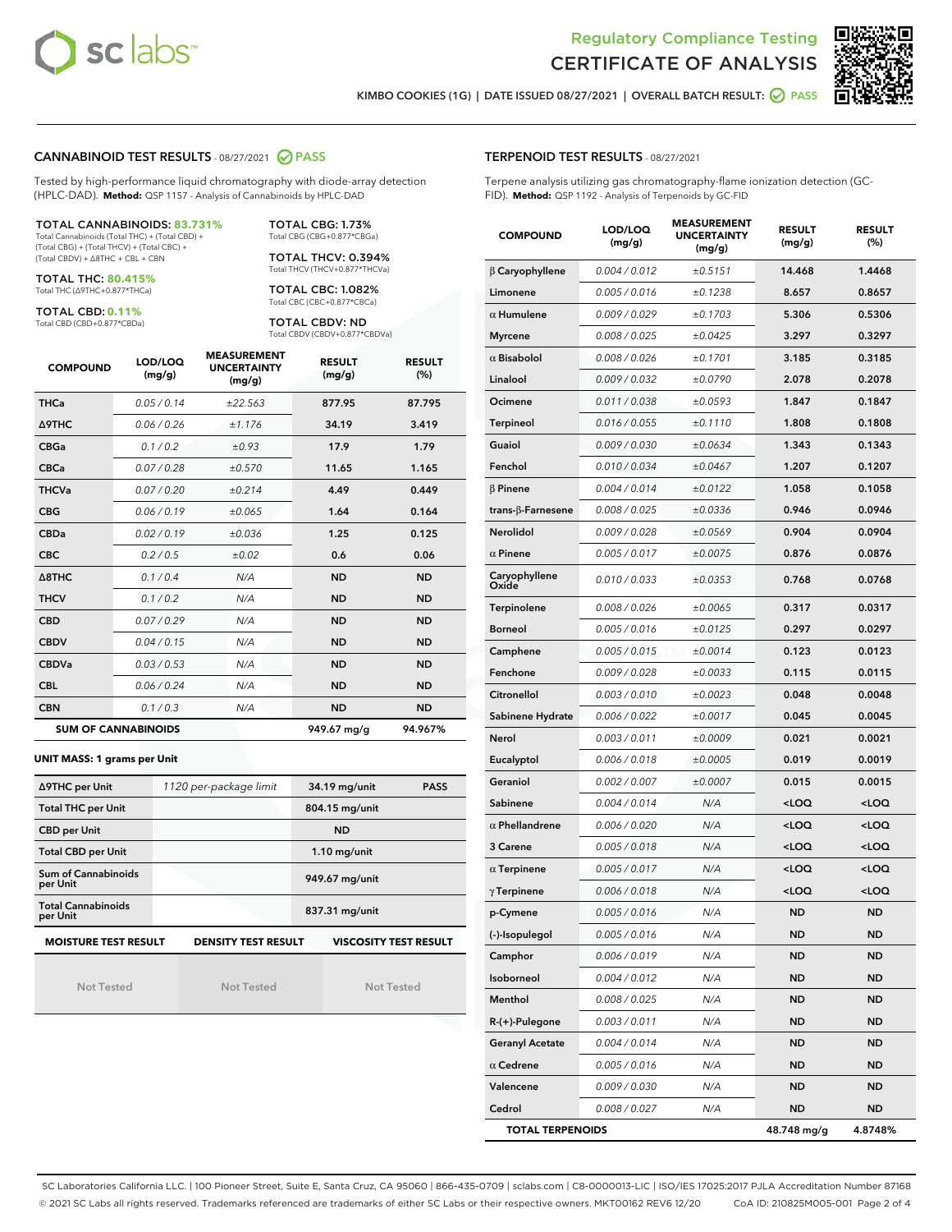Regulatory Compliance Testing
# CERTIFICATE OF ANALYSIS

KIMBO COOKIES (1G) | DATE ISSUED 08/27/2021 | OVERALL BATCH RESULT: PASS

## CANNABINOID TEST RESULTS - 08/27/2021 PASS

Tested by high-performance liquid chromatography with diode-array detection (HPLC-DAD). **Method:** QSP 1157 - Analysis of Cannabinoids by HPLC-DAD

**TOTAL CANNABINOIDS: 83.731%**
Total Cannabinoids (Total THC) + (Total CBD) + (Total CBG) + (Total THCV) + (Total CBC) + (Total CBDV) + Δ8THC + CBL + CBN

**TOTAL THC: 80.415%**
Total THC (Δ9THC+0.877*THCa)

**TOTAL CBD: 0.11%**
Total CBD (CBD+0.877*CBDa)

**TOTAL CBG: 1.73%**
Total CBG (CBG+0.877*CBGa)

**TOTAL THCV: 0.394%**
Total THCV (THCV+0.877*THCVa)

**TOTAL CBC: 1.082%**
Total CBC (CBC+0.877*CBCa)

**TOTAL CBDV: ND**
Total CBDV (CBDV+0.877*CBDVa)

| COMPOUND | LOD/LOQ (mg/g) | MEASUREMENT UNCERTAINTY (mg/g) | RESULT (mg/g) | RESULT (%) |
|---|---|---|---|---|
| THCa | 0.05 / 0.14 | ±22.563 | 877.95 | 87.795 |
| Δ9THC | 0.06 / 0.26 | ±1.176 | 34.19 | 3.419 |
| CBGa | 0.1 / 0.2 | ±0.93 | 17.9 | 1.79 |
| CBCa | 0.07 / 0.28 | ±0.570 | 11.65 | 1.165 |
| THCVa | 0.07 / 0.20 | ±0.214 | 4.49 | 0.449 |
| CBG | 0.06 / 0.19 | ±0.065 | 1.64 | 0.164 |
| CBDa | 0.02 / 0.19 | ±0.036 | 1.25 | 0.125 |
| CBC | 0.2 / 0.5 | ±0.02 | 0.6 | 0.06 |
| Δ8THC | 0.1 / 0.4 | N/A | ND | ND |
| THCV | 0.1 / 0.2 | N/A | ND | ND |
| CBD | 0.07 / 0.29 | N/A | ND | ND |
| CBDV | 0.04 / 0.15 | N/A | ND | ND |
| CBDVa | 0.03 / 0.53 | N/A | ND | ND |
| CBL | 0.06 / 0.24 | N/A | ND | ND |
| CBN | 0.1 / 0.3 | N/A | ND | ND |
| **SUM OF CANNABINOIDS** | | | **949.67 mg/g** | **94.967%** |

**UNIT MASS: 1 grams per Unit**

| | | | |
|---|---|---|---|
| Δ9THC per Unit | 1120 per-package limit | 34.19 mg/unit | PASS |
| Total THC per Unit | | 804.15 mg/unit | |
| CBD per Unit | | ND | |
| Total CBD per Unit | | 1.10 mg/unit | |
| Sum of Cannabinoids per Unit | | 949.67 mg/unit | |
| Total Cannabinoids per Unit | | 837.31 mg/unit | |

| MOISTURE TEST RESULT | DENSITY TEST RESULT | VISCOSITY TEST RESULT |
|---|---|---|
| Not Tested | Not Tested | Not Tested |

## TERPENOID TEST RESULTS - 08/27/2021

Terpene analysis utilizing gas chromatography-flame ionization detection (GC-FID). **Method:** QSP 1192 - Analysis of Terpenoids by GC-FID

| COMPOUND | LOD/LOQ (mg/g) | MEASUREMENT UNCERTAINTY (mg/g) | RESULT (mg/g) | RESULT (%) |
|---|---|---|---|---|
| β Caryophyllene | 0.004 / 0.012 | ±0.5151 | 14.468 | 1.4468 |
| Limonene | 0.005 / 0.016 | ±0.1238 | 8.657 | 0.8657 |
| α Humulene | 0.009 / 0.029 | ±0.1703 | 5.306 | 0.5306 |
| Myrcene | 0.008 / 0.025 | ±0.0425 | 3.297 | 0.3297 |
| α Bisabolol | 0.008 / 0.026 | ±0.1701 | 3.185 | 0.3185 |
| Linalool | 0.009 / 0.032 | ±0.0790 | 2.078 | 0.2078 |
| Ocimene | 0.011 / 0.038 | ±0.0593 | 1.847 | 0.1847 |
| Terpineol | 0.016 / 0.055 | ±0.1110 | 1.808 | 0.1808 |
| Guaiol | 0.009 / 0.030 | ±0.0634 | 1.343 | 0.1343 |
| Fenchol | 0.010 / 0.034 | ±0.0467 | 1.207 | 0.1207 |
| β Pinene | 0.004 / 0.014 | ±0.0122 | 1.058 | 0.1058 |
| trans-β-Farnesene | 0.008 / 0.025 | ±0.0336 | 0.946 | 0.0946 |
| Nerolidol | 0.009 / 0.028 | ±0.0569 | 0.904 | 0.0904 |
| α Pinene | 0.005 / 0.017 | ±0.0075 | 0.876 | 0.0876 |
| Caryophyllene Oxide | 0.010 / 0.033 | ±0.0353 | 0.768 | 0.0768 |
| Terpinolene | 0.008 / 0.026 | ±0.0065 | 0.317 | 0.0317 |
| Borneol | 0.005 / 0.016 | ±0.0125 | 0.297 | 0.0297 |
| Camphene | 0.005 / 0.015 | ±0.0014 | 0.123 | 0.0123 |
| Fenchone | 0.009 / 0.028 | ±0.0033 | 0.115 | 0.0115 |
| Citronellol | 0.003 / 0.010 | ±0.0023 | 0.048 | 0.0048 |
| Sabinene Hydrate | 0.006 / 0.022 | ±0.0017 | 0.045 | 0.0045 |
| Nerol | 0.003 / 0.011 | ±0.0009 | 0.021 | 0.0021 |
| Eucalyptol | 0.006 / 0.018 | ±0.0005 | 0.019 | 0.0019 |
| Geraniol | 0.002 / 0.007 | ±0.0007 | 0.015 | 0.0015 |
| Sabinene | 0.004 / 0.014 | N/A | <LOQ | <LOQ |
| α Phellandrene | 0.006 / 0.020 | N/A | <LOQ | <LOQ |
| 3 Carene | 0.005 / 0.018 | N/A | <LOQ | <LOQ |
| α Terpinene | 0.005 / 0.017 | N/A | <LOQ | <LOQ |
| γ Terpinene | 0.006 / 0.018 | N/A | <LOQ | <LOQ |
| p-Cymene | 0.005 / 0.016 | N/A | ND | ND |
| (-)-Isopulegol | 0.005 / 0.016 | N/A | ND | ND |
| Camphor | 0.006 / 0.019 | N/A | ND | ND |
| Isoborneol | 0.004 / 0.012 | N/A | ND | ND |
| Menthol | 0.008 / 0.025 | N/A | ND | ND |
| R-(+)-Pulegone | 0.003 / 0.011 | N/A | ND | ND |
| Geranyl Acetate | 0.004 / 0.014 | N/A | ND | ND |
| α Cedrene | 0.005 / 0.016 | N/A | ND | ND |
| Valencene | 0.009 / 0.030 | N/A | ND | ND |
| Cedrol | 0.008 / 0.027 | N/A | ND | ND |
| **TOTAL TERPENOIDS** | | | **48.748 mg/g** | **4.8748%** |

SC Laboratories California LLC. | 100 Pioneer Street, Suite E, Santa Cruz, CA 95060 | 866-435-0709 | sclabs.com | C8-0000013-LIC | ISO/IES 17025:2017 PJLA Accreditation Number 87168
© 2021 SC Labs all rights reserved. Trademarks referenced are trademarks of either SC Labs or their respective owners. MKT00162 REV6 12/20 CoA ID: 210825M005-001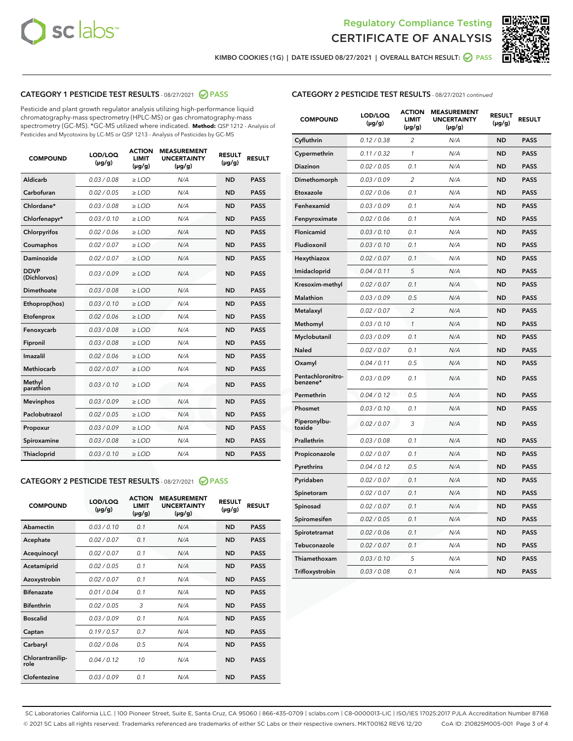# Regulatory Compliance Testing
# CERTIFICATE OF ANALYSIS

KIMBO COOKIES (1G) | DATE ISSUED 08/27/2021 | OVERALL BATCH RESULT: PASS

## CATEGORY 1 PESTICIDE TEST RESULTS - 08/27/2021 PASS

Pesticide and plant growth regulator analysis utilizing high-performance liquid chromatography-mass spectrometry (HPLC-MS) or gas chromatography-mass spectrometry (GC-MS). *GC-MS utilized where indicated. **Method:** QSP 1212 - Analysis of Pesticides and Mycotoxins by LC-MS or QSP 1213 - Analysis of Pesticides by GC-MS

| COMPOUND | LOD/LOQ (µg/g) | ACTION LIMIT (µg/g) | MEASUREMENT UNCERTAINTY (µg/g) | RESULT (µg/g) | RESULT |
|---|---|---|---|---|---|
| Aldicarb | 0.03 / 0.08 | ≥ LOD | N/A | ND | PASS |
| Carbofuran | 0.02 / 0.05 | ≥ LOD | N/A | ND | PASS |
| Chlordane* | 0.03 / 0.08 | ≥ LOD | N/A | ND | PASS |
| Chlorfenapyr* | 0.03 / 0.10 | ≥ LOD | N/A | ND | PASS |
| Chlorpyrifos | 0.02 / 0.06 | ≥ LOD | N/A | ND | PASS |
| Coumaphos | 0.02 / 0.07 | ≥ LOD | N/A | ND | PASS |
| Daminozide | 0.02 / 0.07 | ≥ LOD | N/A | ND | PASS |
| DDVP (Dichlorvos) | 0.03 / 0.09 | ≥ LOD | N/A | ND | PASS |
| Dimethoate | 0.03 / 0.08 | ≥ LOD | N/A | ND | PASS |
| Ethoprop(hos) | 0.03 / 0.10 | ≥ LOD | N/A | ND | PASS |
| Etofenprox | 0.02 / 0.06 | ≥ LOD | N/A | ND | PASS |
| Fenoxycarb | 0.03 / 0.08 | ≥ LOD | N/A | ND | PASS |
| Fipronil | 0.03 / 0.08 | ≥ LOD | N/A | ND | PASS |
| Imazalil | 0.02 / 0.06 | ≥ LOD | N/A | ND | PASS |
| Methiocarb | 0.02 / 0.07 | ≥ LOD | N/A | ND | PASS |
| Methyl parathion | 0.03 / 0.10 | ≥ LOD | N/A | ND | PASS |
| Mevinphos | 0.03 / 0.09 | ≥ LOD | N/A | ND | PASS |
| Paclobutrazol | 0.02 / 0.05 | ≥ LOD | N/A | ND | PASS |
| Propoxur | 0.03 / 0.09 | ≥ LOD | N/A | ND | PASS |
| Spiroxamine | 0.03 / 0.08 | ≥ LOD | N/A | ND | PASS |
| Thiacloprid | 0.03 / 0.10 | ≥ LOD | N/A | ND | PASS |

## CATEGORY 2 PESTICIDE TEST RESULTS - 08/27/2021 PASS

| COMPOUND | LOD/LOQ (µg/g) | ACTION LIMIT (µg/g) | MEASUREMENT UNCERTAINTY (µg/g) | RESULT (µg/g) | RESULT |
|---|---|---|---|---|---|
| Abamectin | 0.03 / 0.10 | 0.1 | N/A | ND | PASS |
| Acephate | 0.02 / 0.07 | 0.1 | N/A | ND | PASS |
| Acequinocyl | 0.02 / 0.07 | 0.1 | N/A | ND | PASS |
| Acetamiprid | 0.02 / 0.05 | 0.1 | N/A | ND | PASS |
| Azoxystrobin | 0.02 / 0.07 | 0.1 | N/A | ND | PASS |
| Bifenazate | 0.01 / 0.04 | 0.1 | N/A | ND | PASS |
| Bifenthrin | 0.02 / 0.05 | 3 | N/A | ND | PASS |
| Boscalid | 0.03 / 0.09 | 0.1 | N/A | ND | PASS |
| Captan | 0.19 / 0.57 | 0.7 | N/A | ND | PASS |
| Carbaryl | 0.02 / 0.06 | 0.5 | N/A | ND | PASS |
| Chlorantraniliprole | 0.04 / 0.12 | 10 | N/A | ND | PASS |
| Clofentezine | 0.03 / 0.09 | 0.1 | N/A | ND | PASS |
| Cyfluthrin | 0.12 / 0.38 | 2 | N/A | ND | PASS |
| Cypermethrin | 0.11 / 0.32 | 1 | N/A | ND | PASS |
| Diazinon | 0.02 / 0.05 | 0.1 | N/A | ND | PASS |
| Dimethomorph | 0.03 / 0.09 | 2 | N/A | ND | PASS |
| Etoxazole | 0.02 / 0.06 | 0.1 | N/A | ND | PASS |
| Fenhexamid | 0.03 / 0.09 | 0.1 | N/A | ND | PASS |
| Fenpyroximate | 0.02 / 0.06 | 0.1 | N/A | ND | PASS |
| Flonicamid | 0.03 / 0.10 | 0.1 | N/A | ND | PASS |
| Fludioxonil | 0.03 / 0.10 | 0.1 | N/A | ND | PASS |
| Hexythiazox | 0.02 / 0.07 | 0.1 | N/A | ND | PASS |
| Imidacloprid | 0.04 / 0.11 | 5 | N/A | ND | PASS |
| Kresoxim-methyl | 0.02 / 0.07 | 0.1 | N/A | ND | PASS |
| Malathion | 0.03 / 0.09 | 0.5 | N/A | ND | PASS |
| Metalaxyl | 0.02 / 0.07 | 2 | N/A | ND | PASS |
| Methomyl | 0.03 / 0.10 | 1 | N/A | ND | PASS |
| Myclobutanil | 0.03 / 0.09 | 0.1 | N/A | ND | PASS |
| Naled | 0.02 / 0.07 | 0.1 | N/A | ND | PASS |
| Oxamyl | 0.04 / 0.11 | 0.5 | N/A | ND | PASS |
| Pentachloronitrobenzene* | 0.03 / 0.09 | 0.1 | N/A | ND | PASS |
| Permethrin | 0.04 / 0.12 | 0.5 | N/A | ND | PASS |
| Phosmet | 0.03 / 0.10 | 0.1 | N/A | ND | PASS |
| Piperonylbutoxide | 0.02 / 0.07 | 3 | N/A | ND | PASS |
| Prallethrin | 0.03 / 0.08 | 0.1 | N/A | ND | PASS |
| Propiconazole | 0.02 / 0.07 | 0.1 | N/A | ND | PASS |
| Pyrethrins | 0.04 / 0.12 | 0.5 | N/A | ND | PASS |
| Pyridaben | 0.02 / 0.07 | 0.1 | N/A | ND | PASS |
| Spinetoram | 0.02 / 0.07 | 0.1 | N/A | ND | PASS |
| Spinosad | 0.02 / 0.07 | 0.1 | N/A | ND | PASS |
| Spiromesifen | 0.02 / 0.05 | 0.1 | N/A | ND | PASS |
| Spirotetramat | 0.02 / 0.06 | 0.1 | N/A | ND | PASS |
| Tebuconazole | 0.02 / 0.07 | 0.1 | N/A | ND | PASS |
| Thiamethoxam | 0.03 / 0.10 | 5 | N/A | ND | PASS |
| Trifloxystrobin | 0.03 / 0.08 | 0.1 | N/A | ND | PASS |

SC Laboratories California LLC. | 100 Pioneer Street, Suite E, Santa Cruz, CA 95060 | 866-435-0709 | sclabs.com | C8-0000013-LIC | ISO/IES 17025:2017 PJLA Accreditation Number 87168
© 2021 SC Labs all rights reserved. Trademarks referenced are trademarks of either SC Labs or their respective owners. MKT00162 REV6 12/20 CoA ID: 210825M005-001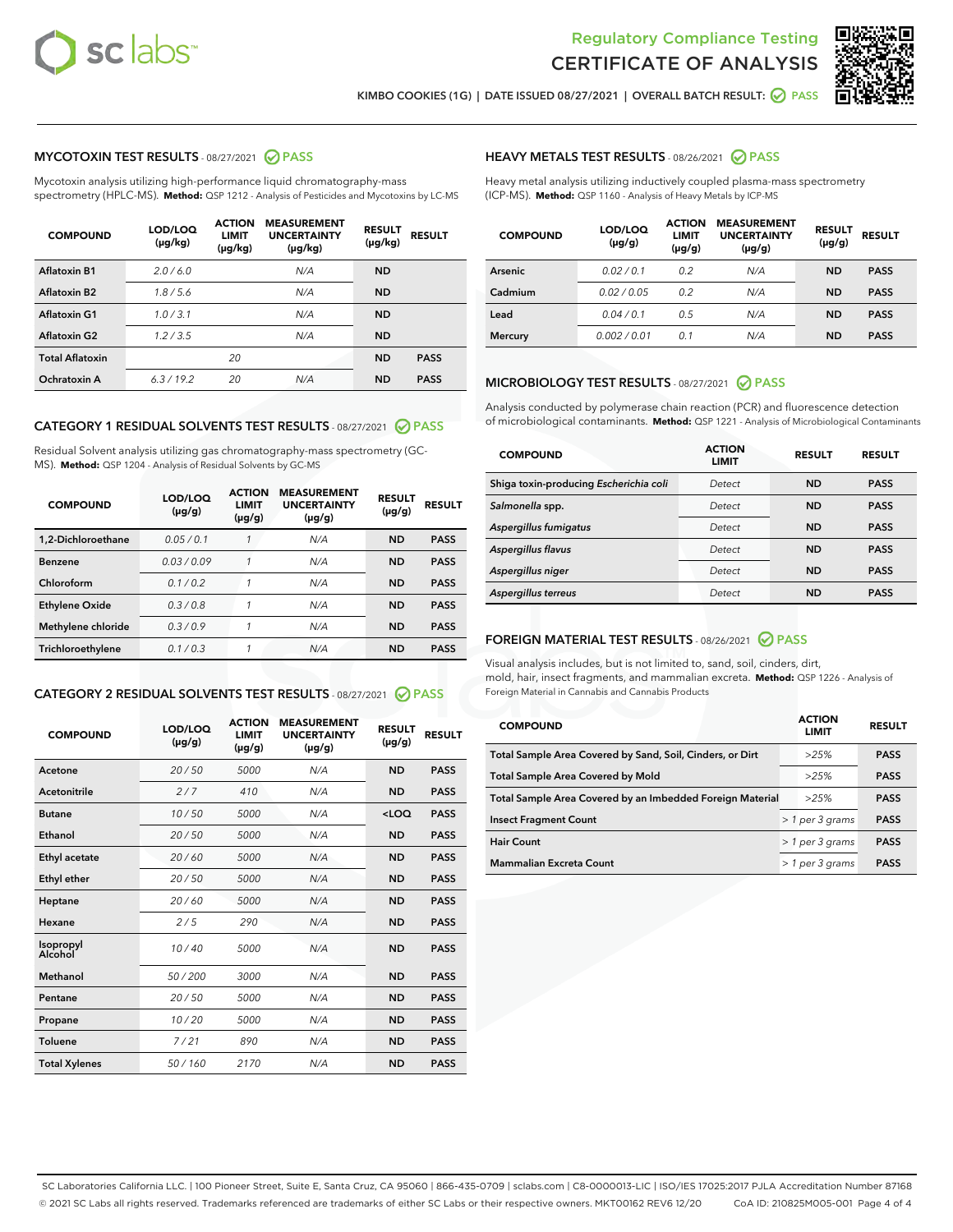Regulatory Compliance Testing

# CERTIFICATE OF ANALYSIS

KIMBO COOKIES (1G) | DATE ISSUED 08/27/2021 | OVERALL BATCH RESULT: PASS

## MYCOTOXIN TEST RESULTS - 08/27/2021 PASS

Mycotoxin analysis utilizing high-performance liquid chromatography-mass spectrometry (HPLC-MS). **Method:** QSP 1212 - Analysis of Pesticides and Mycotoxins by LC-MS

| COMPOUND | LOD/LOQ (µg/kg) | ACTION LIMIT (µg/kg) | MEASUREMENT UNCERTAINTY (µg/kg) | RESULT (µg/kg) | RESULT |
|---|---|---|---|---|---|
| Aflatoxin B1 | 2.0 / 6.0 | | N/A | ND | |
| Aflatoxin B2 | 1.8 / 5.6 | | N/A | ND | |
| Aflatoxin G1 | 1.0 / 3.1 | | N/A | ND | |
| Aflatoxin G2 | 1.2 / 3.5 | | N/A | ND | |
| Total Aflatoxin | | 20 | | ND | PASS |
| Ochratoxin A | 6.3 / 19.2 | 20 | N/A | ND | PASS |

## CATEGORY 1 RESIDUAL SOLVENTS TEST RESULTS - 08/27/2021 PASS

Residual Solvent analysis utilizing gas chromatography-mass spectrometry (GC-MS). **Method:** QSP 1204 - Analysis of Residual Solvents by GC-MS

| COMPOUND | LOD/LOQ (µg/g) | ACTION LIMIT (µg/g) | MEASUREMENT UNCERTAINTY (µg/g) | RESULT (µg/g) | RESULT |
|---|---|---|---|---|---|
| 1,2-Dichloroethane | 0.05 / 0.1 | 1 | N/A | ND | PASS |
| Benzene | 0.03 / 0.09 | 1 | N/A | ND | PASS |
| Chloroform | 0.1 / 0.2 | 1 | N/A | ND | PASS |
| Ethylene Oxide | 0.3 / 0.8 | 1 | N/A | ND | PASS |
| Methylene chloride | 0.3 / 0.9 | 1 | N/A | ND | PASS |
| Trichloroethylene | 0.1 / 0.3 | 1 | N/A | ND | PASS |

## CATEGORY 2 RESIDUAL SOLVENTS TEST RESULTS - 08/27/2021 PASS

| COMPOUND | LOD/LOQ (µg/g) | ACTION LIMIT (µg/g) | MEASUREMENT UNCERTAINTY (µg/g) | RESULT (µg/g) | RESULT |
|---|---|---|---|---|---|
| Acetone | 20 / 50 | 5000 | N/A | ND | PASS |
| Acetonitrile | 2 / 7 | 410 | N/A | ND | PASS |
| Butane | 10 / 50 | 5000 | N/A | <LOQ | PASS |
| Ethanol | 20 / 50 | 5000 | N/A | ND | PASS |
| Ethyl acetate | 20 / 60 | 5000 | N/A | ND | PASS |
| Ethyl ether | 20 / 50 | 5000 | N/A | ND | PASS |
| Heptane | 20 / 60 | 5000 | N/A | ND | PASS |
| Hexane | 2 / 5 | 290 | N/A | ND | PASS |
| Isopropyl Alcohol | 10 / 40 | 5000 | N/A | ND | PASS |
| Methanol | 50 / 200 | 3000 | N/A | ND | PASS |
| Pentane | 20 / 50 | 5000 | N/A | ND | PASS |
| Propane | 10 / 20 | 5000 | N/A | ND | PASS |
| Toluene | 7 / 21 | 890 | N/A | ND | PASS |
| Total Xylenes | 50 / 160 | 2170 | N/A | ND | PASS |

## HEAVY METALS TEST RESULTS - 08/26/2021 PASS

Heavy metal analysis utilizing inductively coupled plasma-mass spectrometry (ICP-MS). **Method:** QSP 1160 - Analysis of Heavy Metals by ICP-MS

| COMPOUND | LOD/LOQ (µg/g) | ACTION LIMIT (µg/g) | MEASUREMENT UNCERTAINTY (µg/g) | RESULT (µg/g) | RESULT |
|---|---|---|---|---|---|
| Arsenic | 0.02 / 0.1 | 0.2 | N/A | ND | PASS |
| Cadmium | 0.02 / 0.05 | 0.2 | N/A | ND | PASS |
| Lead | 0.04 / 0.1 | 0.5 | N/A | ND | PASS |
| Mercury | 0.002 / 0.01 | 0.1 | N/A | ND | PASS |

## MICROBIOLOGY TEST RESULTS - 08/27/2021 PASS

Analysis conducted by polymerase chain reaction (PCR) and fluorescence detection of microbiological contaminants. **Method:** QSP 1221 - Analysis of Microbiological Contaminants

| COMPOUND | ACTION LIMIT | RESULT | RESULT |
|---|---|---|---|
| Shiga toxin-producing *Escherichia coli* | Detect | ND | PASS |
| *Salmonella* spp. | Detect | ND | PASS |
| *Aspergillus fumigatus* | Detect | ND | PASS |
| *Aspergillus flavus* | Detect | ND | PASS |
| *Aspergillus niger* | Detect | ND | PASS |
| *Aspergillus terreus* | Detect | ND | PASS |

## FOREIGN MATERIAL TEST RESULTS - 08/26/2021 PASS

Visual analysis includes, but is not limited to, sand, soil, cinders, dirt, mold, hair, insect fragments, and mammalian excreta. **Method:** QSP 1226 - Analysis of Foreign Material in Cannabis and Cannabis Products

| COMPOUND | ACTION LIMIT | RESULT |
|---|---|---|
| Total Sample Area Covered by Sand, Soil, Cinders, or Dirt | >25% | PASS |
| Total Sample Area Covered by Mold | >25% | PASS |
| Total Sample Area Covered by an Imbedded Foreign Material | >25% | PASS |
| Insect Fragment Count | > 1 per 3 grams | PASS |
| Hair Count | > 1 per 3 grams | PASS |
| Mammalian Excreta Count | > 1 per 3 grams | PASS |

SC Laboratories California LLC. | 100 Pioneer Street, Suite E, Santa Cruz, CA 95060 | 866-435-0709 | sclabs.com | C8-0000013-LIC | ISO/IES 17025:2017 PJLA Accreditation Number 87168
© 2021 SC Labs all rights reserved. Trademarks referenced are trademarks of either SC Labs or their respective owners. MKT00162 REV6 12/20 CoA ID: 210825M005-001